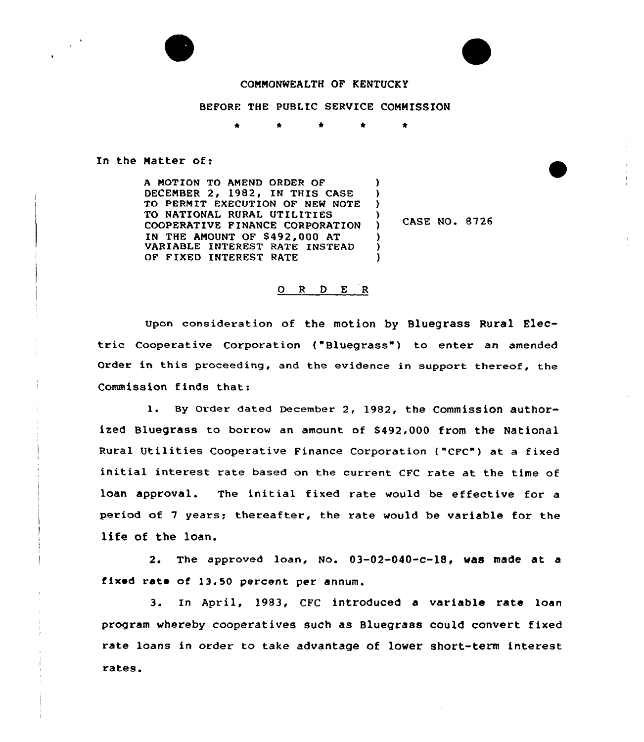COMMONWEALTH OF KENTUCKY

BEFORE THE PUBLIC SERVICE COMMISSION

\* \* \* \* \*

In the Matter of:

A MOTION TO AMEND ORDER OF DECEMBER 2, 1982, IN THIS CASE TO PERMIT EXECUTION OF NEW NOTE TO NATIONAL RURAL UTILITIES COOPERATIVE FINANCE CORPORATION IN THE AMOUNT OF $492,000 AT VARIABLE INTEREST RATE INSTEAD OF FIXED INTEREST RATE ) CASE NO. 8726

O R D E R

Upon consideration of the motion by Bluegrass Rural Electric Cooperative Corporation ("Bluegrass") to enter an amended Order in this proceeding, and the evidence in support thereof, the Commission finds that:

1. By Order dated December 2, 1982, the Commission authorized Bluegrass to borrow an amount of $492,000 from the National Rural Utilities Cooperative Finance Corporation ("CFC") at a fixed initial interest rate based on the current CFC rate at the time of loan approval. The initial fixed rate would be effective for a period of 7 years; thereafter, the rate would be variable for the life of the loan.

2. The approved loan, No. 03-02-040-c-18, was made at a fixed rate of 13.50 percent per annum.

3. In April, 1983, CFC introduced a variable rate loan program whereby cooperatives such as Bluegrass could convert fixed rate loans in order to take advantage of lower short-term interest rates.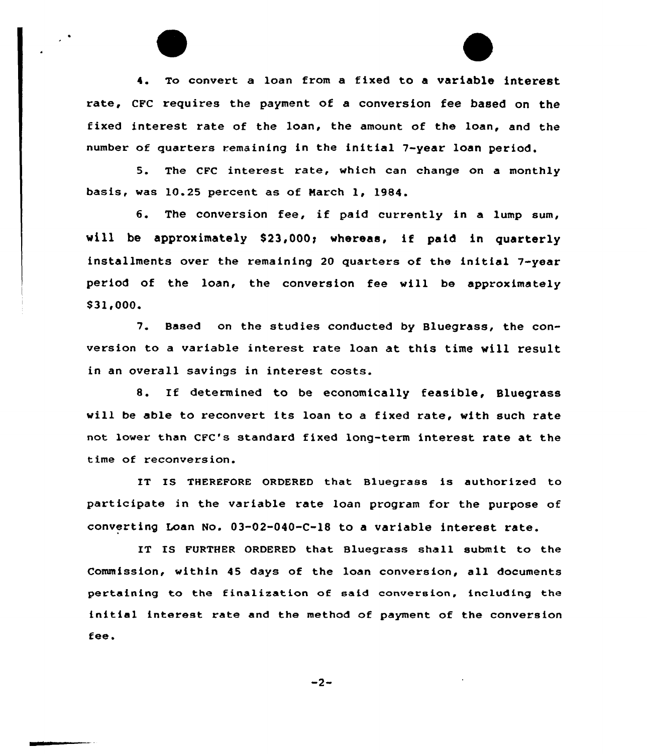4. To convert a loan from a fixed to a variable interest rate, CFC requires the payment of a conversion fee based on the fixed interest rate of the loan, the amount of the loan, and the number of quarters remaining in the initial 7-year loan period.

5. The CFC interest rate, which can change on a monthly basis, was 10.25 percent as of March 1, 1984.

6. The conversion fee, if paid currently in a lump sum, will be approximately $23,000; whereas, if paid in quarterly installments over the remaining 20 quarters of the initial 7-year period of the loan, the conversion fee will be approximately $31,000.

7. Based on the studies conducted by Bluegrass, the conversion to a variable interest rate loan at this time will result in an overall savings in interest costs.

8. If determined to be economically feasible, Bluegrass will be able to reconvert its loan to a fixed rate, with such rate not lower than CFC's standard fixed long-term interest rate at the time of reconversion.

IT IS THEREFORE ORDERED that Bluegrass is authorized to participate in the variable rate loan program for the purpose of converting Loan No. 03-02-040-C-18 to a variable interest rate.

IT IS FURTHER ORDERED that Bluegrass shall submit to the Commission, within 45 days of the loan conversion, all documents pertaining to the finalization of said conversion, including the initial interest rate and the method of payment of the conversion fee.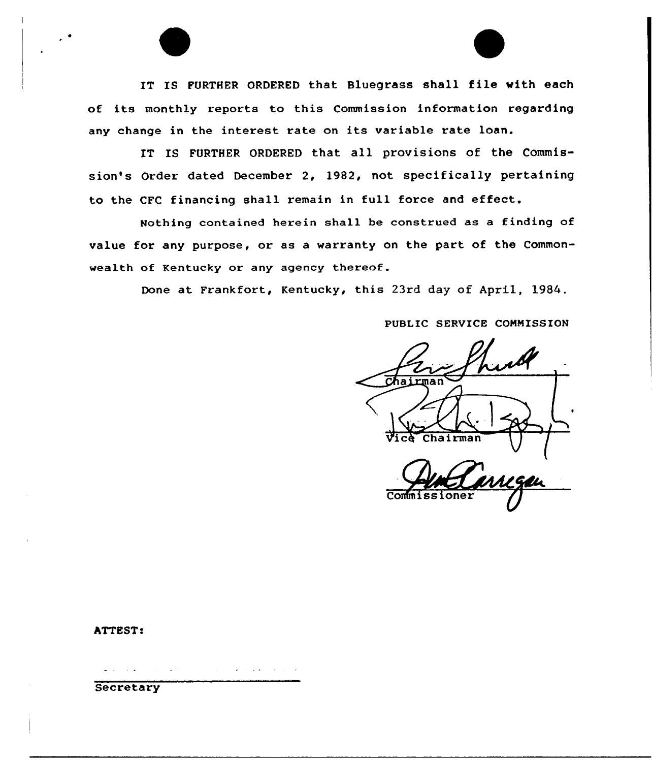IT IS FURTHER ORDERED that Bluegrass shall file with each of its monthly reports to this Commission information regarding any change in the interest rate on its variable rate loan.

IT IS FURTHER ORDERED that all provisions of the Commission's Order dated December 2, 1982, not specifically pertaining to the CFC financing shall remain in full force and effect.

Nothing contained herein shall be construed as a finding of value for any purpose, or as a warranty on the part of the Commonwealth of Kentucky or any agency thereof.

Done at Frankfort, Kentucky, this 23rd day of April, 1984.

PUBLIC SERVICE COMMISSION

Chairman

Vice Chairman

Commissioner

ATTEST:

Secretary